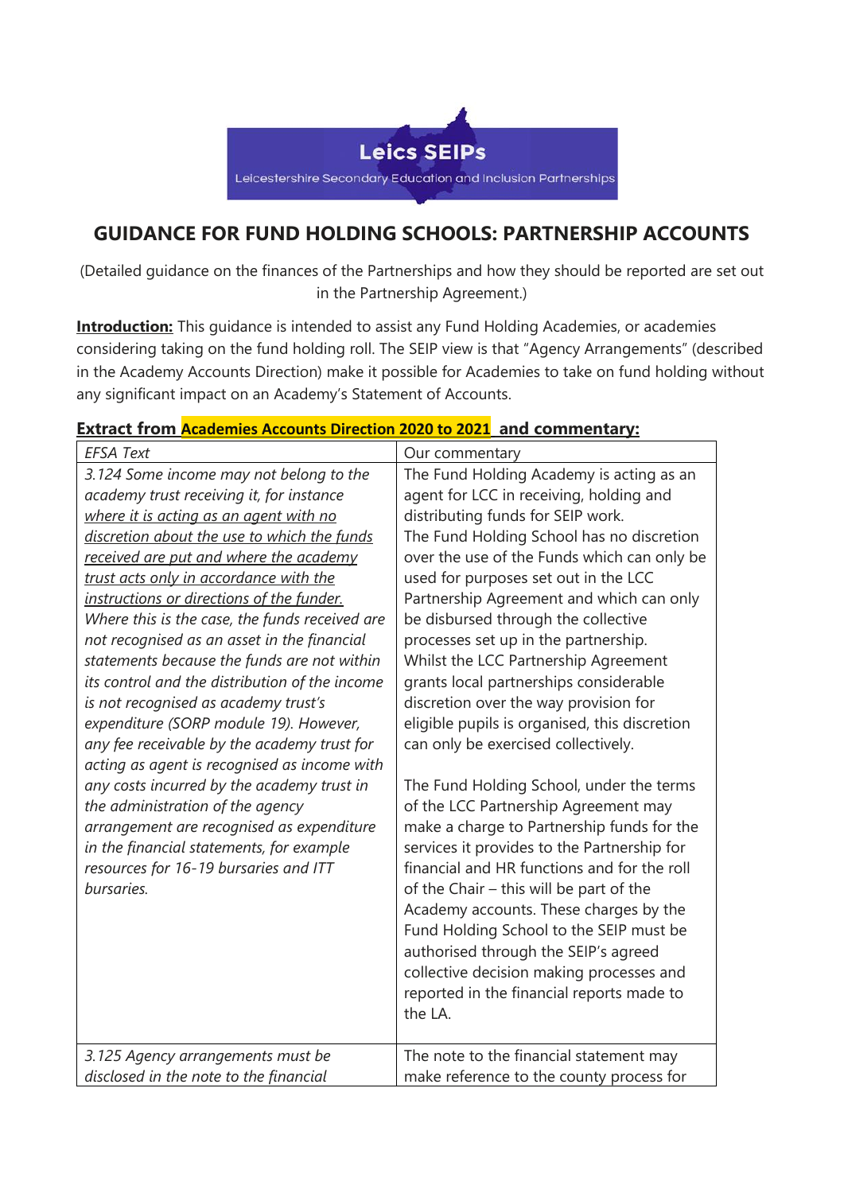Leics SEIPs

Leicestershire Secondary Education and Inclusion Partnerships

## GUIDANCE FOR FUND HOLDING SCHOOLS: PARTNERSHIP ACCOUNTS

(Detailed guidance on the finances of the Partnerships and how they should be reported are set out in the Partnership Agreement.)

**Introduction:** This guidance is intended to assist any Fund Holding Academies, or academies considering taking on the fund holding roll. The SEIP view is that "Agency Arrangements" (described in the Academy Accounts Direction) make it possible for Academies to take on fund holding without any significant impact on an Academy's Statement of Accounts.

**Extract from Academies Accounts Direction 2020 to 2021 and commentary:**

| *EFSA Text* | Our commentary |
|---|---|
| *3.124 Some income may not belong to the academy trust receiving it, for instance where it is acting as an agent with no discretion about the use to which the funds received are put and where the academy trust acts only in accordance with the instructions or directions of the funder. Where this is the case, the funds received are not recognised as an asset in the financial statements because the funds are not within its control and the distribution of the income is not recognised as academy trust's expenditure (SORP module 19). However, any fee receivable by the academy trust for acting as agent is recognised as income with any costs incurred by the academy trust in the administration of the agency arrangement are recognised as expenditure in the financial statements, for example resources for 16-19 bursaries and ITT bursaries.* | The Fund Holding Academy is acting as an agent for LCC in receiving, holding and distributing funds for SEIP work. The Fund Holding School has no discretion over the use of the Funds which can only be used for purposes set out in the LCC Partnership Agreement and which can only be disbursed through the collective processes set up in the partnership. Whilst the LCC Partnership Agreement grants local partnerships considerable discretion over the way provision for eligible pupils is organised, this discretion can only be exercised collectively.<br><br>The Fund Holding School, under the terms of the LCC Partnership Agreement may make a charge to Partnership funds for the services it provides to the Partnership for financial and HR functions and for the roll of the Chair – this will be part of the Academy accounts. These charges by the Fund Holding School to the SEIP must be authorised through the SEIP's agreed collective decision making processes and reported in the financial reports made to the LA. |
| *3.125 Agency arrangements must be disclosed in the note to the financial* | The note to the financial statement may make reference to the county process for |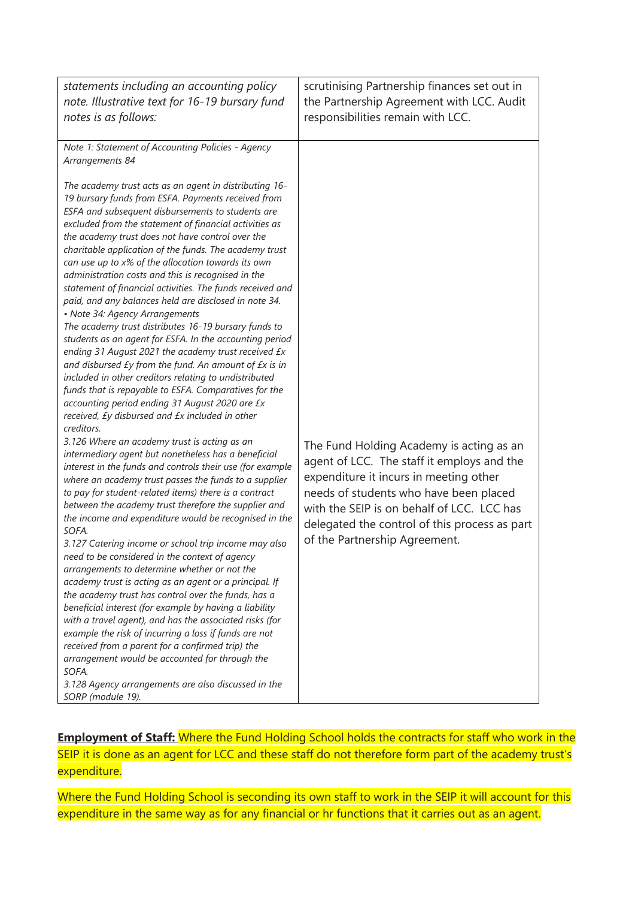| | |
|---|---|
| *statements including an accounting policy note. Illustrative text for 16-19 bursary fund notes is as follows:* | scrutinising Partnership finances set out in the Partnership Agreement with LCC. Audit responsibilities remain with LCC. |
| *Note 1: Statement of Accounting Policies - Agency Arrangements 84*<br><br>*The academy trust acts as an agent in distributing 16-19 bursary funds from ESFA. Payments received from ESFA and subsequent disbursements to students are excluded from the statement of financial activities as the academy trust does not have control over the charitable application of the funds. The academy trust can use up to x% of the allocation towards its own administration costs and this is recognised in the statement of financial activities. The funds received and paid, and any balances held are disclosed in note 34.*<br>*• Note 34: Agency Arrangements*<br>*The academy trust distributes 16-19 bursary funds to students as an agent for ESFA. In the accounting period ending 31 August 2021 the academy trust received £x and disbursed £y from the fund. An amount of £x is in included in other creditors relating to undistributed funds that is repayable to ESFA. Comparatives for the accounting period ending 31 August 2020 are £x received, £y disbursed and £x included in other creditors.*<br>*3.126 Where an academy trust is acting as an intermediary agent but nonetheless has a beneficial interest in the funds and controls their use (for example where an academy trust passes the funds to a supplier to pay for student-related items) there is a contract between the academy trust therefore the supplier and the income and expenditure would be recognised in the SOFA.*<br>*3.127 Catering income or school trip income may also need to be considered in the context of agency arrangements to determine whether or not the academy trust is acting as an agent or a principal. If the academy trust has control over the funds, has a beneficial interest (for example by having a liability with a travel agent), and has the associated risks (for example the risk of incurring a loss if funds are not received from a parent for a confirmed trip) the arrangement would be accounted for through the SOFA.*<br>*3.128 Agency arrangements are also discussed in the SORP (module 19).* | The Fund Holding Academy is acting as an agent of LCC. The staff it employs and the expenditure it incurs in meeting other needs of students who have been placed with the SEIP is on behalf of LCC. LCC has delegated the control of this process as part of the Partnership Agreement. |

**Employment of Staff:** Where the Fund Holding School holds the contracts for staff who work in the SEIP it is done as an agent for LCC and these staff do not therefore form part of the academy trust's expenditure.

Where the Fund Holding School is seconding its own staff to work in the SEIP it will account for this expenditure in the same way as for any financial or hr functions that it carries out as an agent.